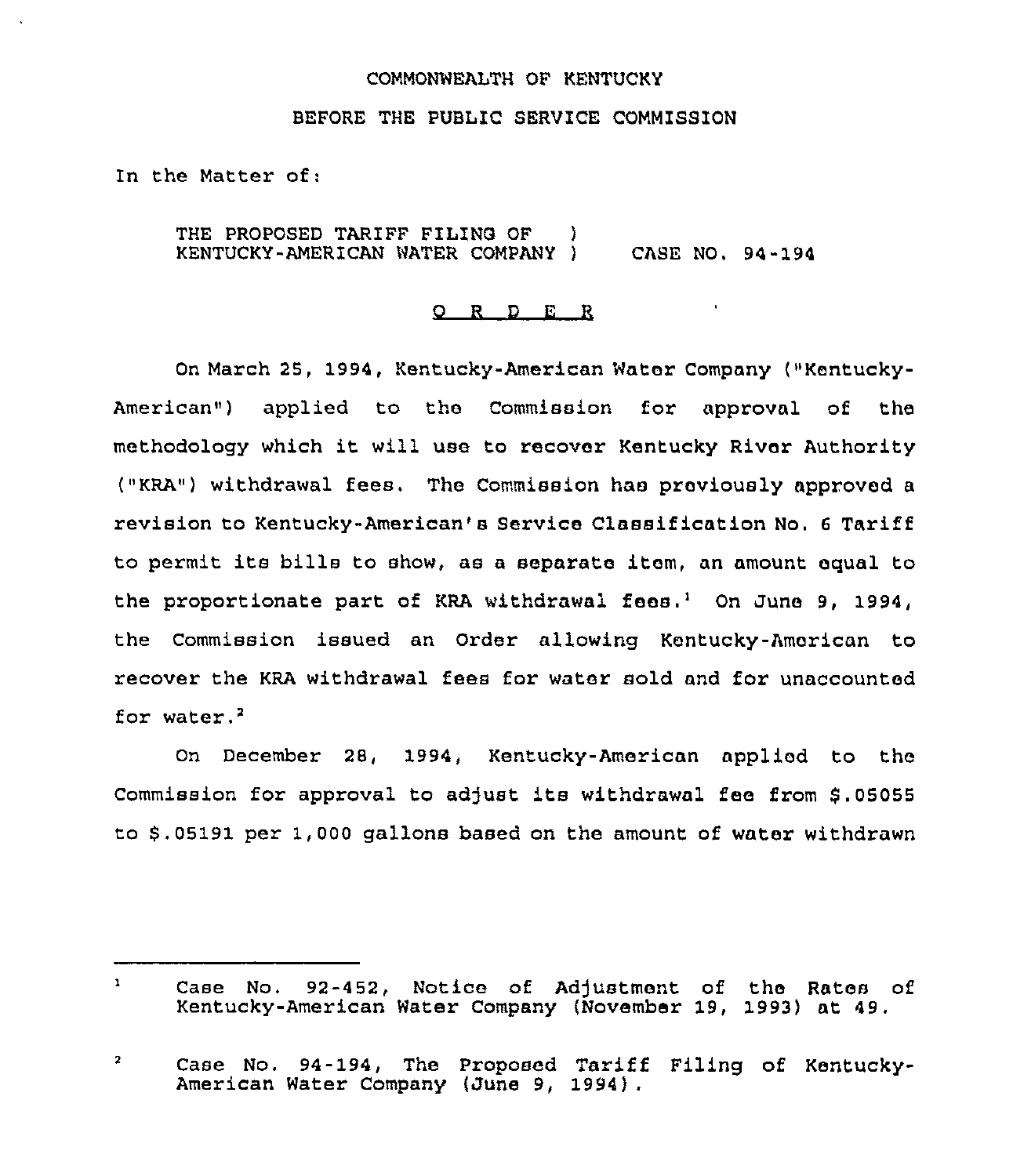COMMONWEALTH OF KENTUCKY

BEFORE THE PUBLIC SERVICE COMMISSION

In the Matter of:

THE PROPOSED TARIFF FILING OF ) 
KENTUCKY-AMERICAN WATER COMPANY ) CASE NO. 94-194

O R D E R

On March 25, 1994, Kentucky-American Water Company ("Kentucky-American") applied to the Commission for approval of the methodology which it will use to recover Kentucky River Authority ("KRA") withdrawal fees. The Commission has previously approved a revision to Kentucky-American's Service Classification No. 6 Tariff to permit its bills to show, as a separate item, an amount equal to the proportionate part of KRA withdrawal fees.[1] On June 9, 1994, the Commission issued an Order allowing Kentucky-American to recover the KRA withdrawal fees for water sold and for unaccounted for water.[2]

On December 28, 1994, Kentucky-American applied to the Commission for approval to adjust its withdrawal fee from $.05055 to $.05191 per 1,000 gallons based on the amount of water withdrawn

---

[1] Case No. 92-452, Notice of Adjustment of the Rates of Kentucky-American Water Company (November 19, 1993) at 49.

[2] Case No. 94-194, The Proposed Tariff Filing of Kentucky-American Water Company (June 9, 1994).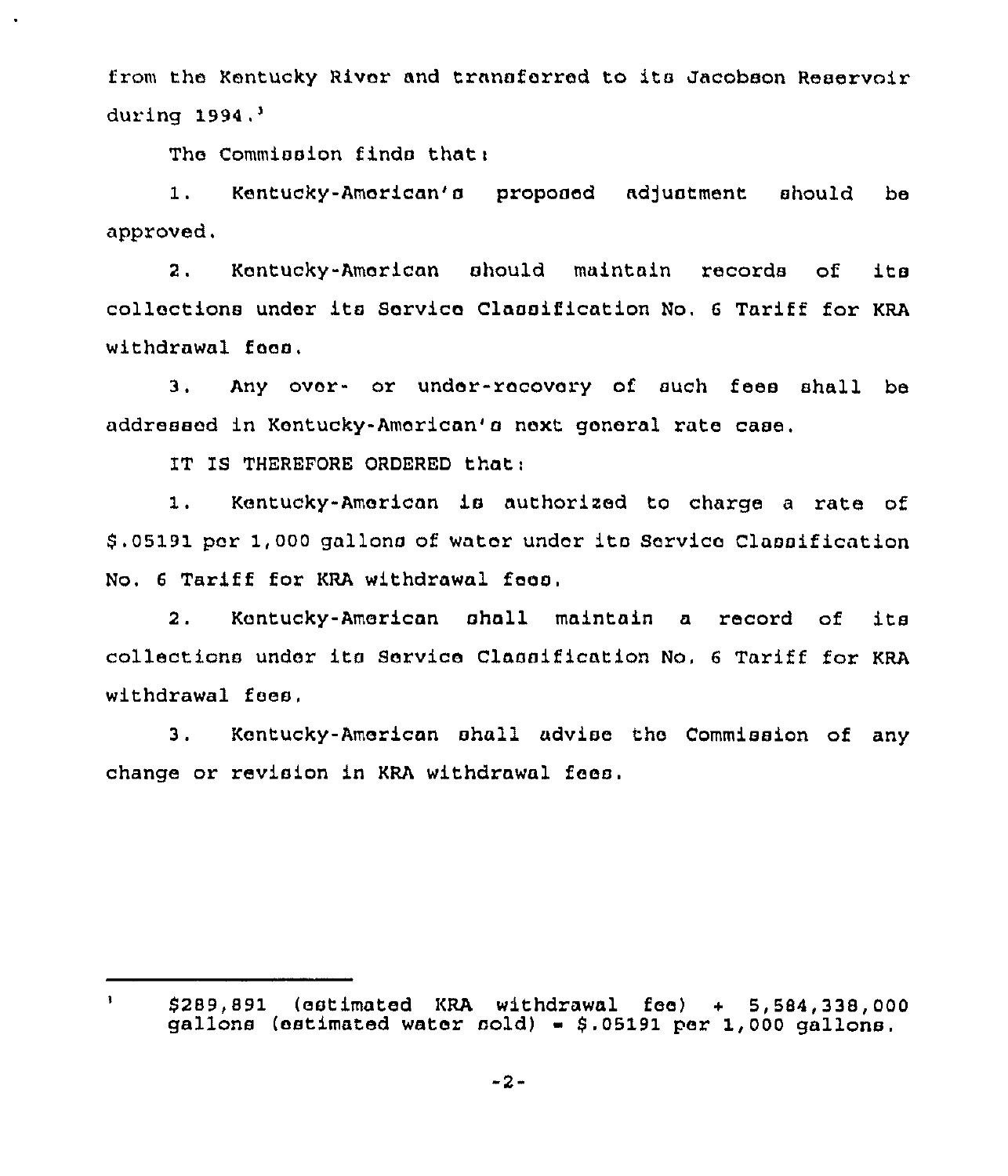from the Kentucky River and transferred to its Jacobson Reservoir during 1994.[1]

The Commission finds that:

1. Kentucky-American's proposed adjustment should be approved.

2. Kentucky-American should maintain records of its collections under its Service Classification No. 6 Tariff for KRA withdrawal fees.

3. Any over- or under-recovery of such fees shall be addressed in Kentucky-American's next general rate case.

IT IS THEREFORE ORDERED that:

1. Kentucky-American is authorized to charge a rate of $.05191 per 1,000 gallons of water under its Service Classification No. 6 Tariff for KRA withdrawal fees.

2. Kentucky-American shall maintain a record of its collections under its Service Classification No. 6 Tariff for KRA withdrawal fees.

3. Kentucky-American shall advise the Commission of any change or revision in KRA withdrawal fees.

---

[1] $289,891 (estimated KRA withdrawal fee) ÷ 5,584,338,000 gallons (estimated water sold) = $.05191 per 1,000 gallons.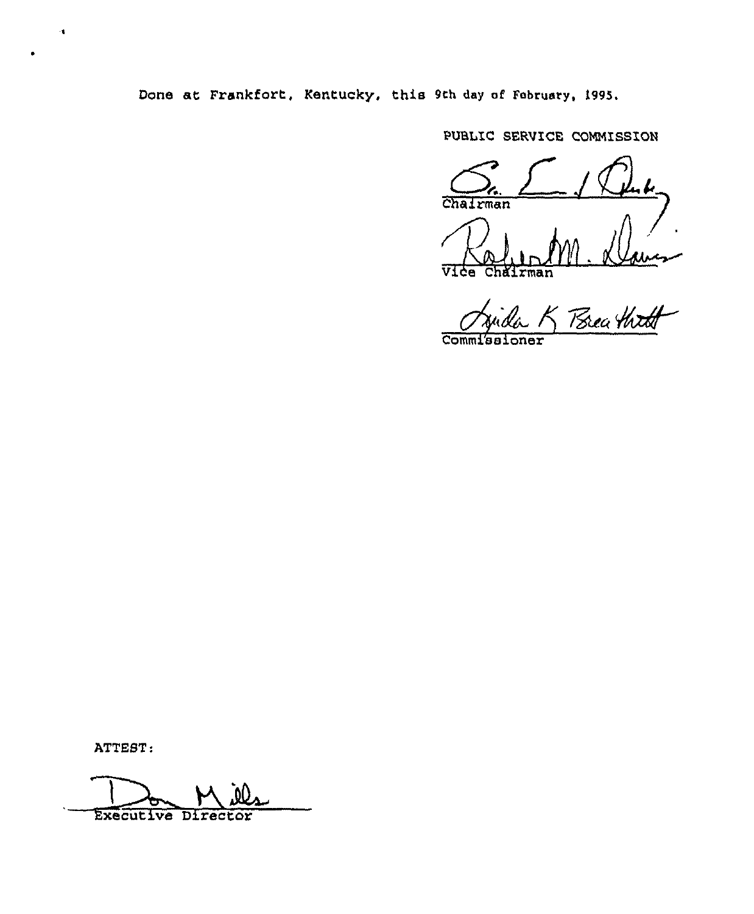Done at Frankfort, Kentucky, this 9th day of February, 1995.

PUBLIC SERVICE COMMISSION

Chairman

Vice Chairman

Commissioner

ATTEST:

Executive Director